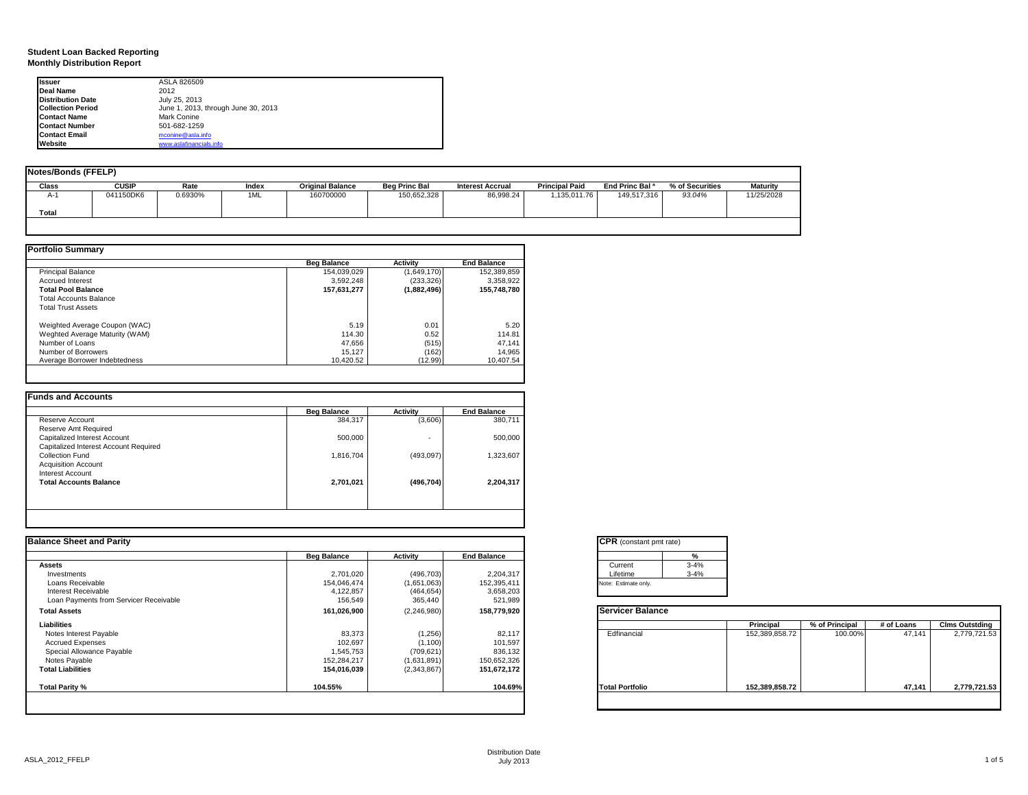**Student Loan Backed Reporting**
**Monthly Distribution Report**

| | |
|---|---|
| **Issuer** | ASLA 826509 |
| **Deal Name** | 2012 |
| **Distribution Date** | July 25, 2013 |
| **Collection Period** | June 1, 2013, through June 30, 2013 |
| **Contact Name** | Mark Conine |
| **Contact Number** | 501-682-1259 |
| **Contact Email** | mconine@asla.info |
| **Website** | www.aslafinancials.info |

**Notes/Bonds (FFELP)**

| Class | CUSIP | Rate | Index | Original Balance | Beg Princ Bal | Interest Accrual | Principal Paid | End Princ Bal [a] | % of Securities | Maturity |
|---|---|---|---|---|---|---|---|---|---|---|
| A-1 | 041150DK6 | 0.6930% | 1ML | 160700000 | 150,652,328 | 86,998.24 | 1,135,011.76 | 149,517,316 | 93.04% | 11/25/2028 |
| **Total** | | | | | | | | | | |

**Portfolio Summary**

| | Beg Balance | Activity | End Balance |
|---|---|---|---|
| Principal Balance | 154,039,029 | (1,649,170) | 152,389,859 |
| Accrued Interest | 3,592,248 | (233,326) | 3,358,922 |
| **Total Pool Balance** | **157,631,277** | **(1,882,496)** | **155,748,780** |
| Total Accounts Balance | | | |
| Total Trust Assets | | | |
| Weighted Average Coupon (WAC) | 5.19 | 0.01 | 5.20 |
| Weghted Average Maturity (WAM) | 114.30 | 0.52 | 114.81 |
| Number of Loans | 47,656 | (515) | 47,141 |
| Number of Borrowers | 15,127 | (162) | 14,965 |
| Average Borrower Indebtedness | 10,420.52 | (12.99) | 10,407.54 |

**Funds and Accounts**

| | Beg Balance | Activity | End Balance |
|---|---|---|---|
| Reserve Account | 384,317 | (3,606) | 380,711 |
| Reserve Amt Required | | | |
| Capitalized Interest Account | 500,000 | - | 500,000 |
| Capitalized Interest Account Required | | | |
| Collection Fund | 1,816,704 | (493,097) | 1,323,607 |
| Acquisition Account | | | |
| Interest Account | | | |
| **Total Accounts Balance** | **2,701,021** | **(496,704)** | **2,204,317** |

**Balance Sheet and Parity**

| | Beg Balance | Activity | End Balance |
|---|---|---|---|
| **Assets** | | | |
| Investments | 2,701,020 | (496,703) | 2,204,317 |
| Loans Receivable | 154,046,474 | (1,651,063) | 152,395,411 |
| Interest Receivable | 4,122,857 | (464,654) | 3,658,203 |
| Loan Payments from Servicer Receivable | 156,549 | 365,440 | 521,989 |
| **Total Assets** | **161,026,900** | **(2,246,980)** | **158,779,920** |
| **Liabilities** | | | |
| Notes Interest Payable | 83,373 | (1,256) | 82,117 |
| Accrued Expenses | 102,697 | (1,100) | 101,597 |
| Special Allowance Payable | 1,545,753 | (709,621) | 836,132 |
| Notes Payable | 152,284,217 | (1,631,891) | 150,652,326 |
| **Total Liabilities** | **154,016,039** | **(2,343,867)** | **151,672,172** |
| **Total Parity %** | **104.55%** | | **104.69%** |

**CPR** (constant pmt rate)

| | % |
|---|---|
| Current | 3-4% |
| Lifetime | 3-4% |

Note: Estimate only.

**Servicer Balance**

| | Principal | % of Principal | # of Loans | Clms Outstding |
|---|---|---|---|---|
| Edfinancial | 152,389,858.72 | 100.00% | 47,141 | 2,779,721.53 |
| **Total Portfolio** | **152,389,858.72** | | **47,141** | **2,779,721.53** |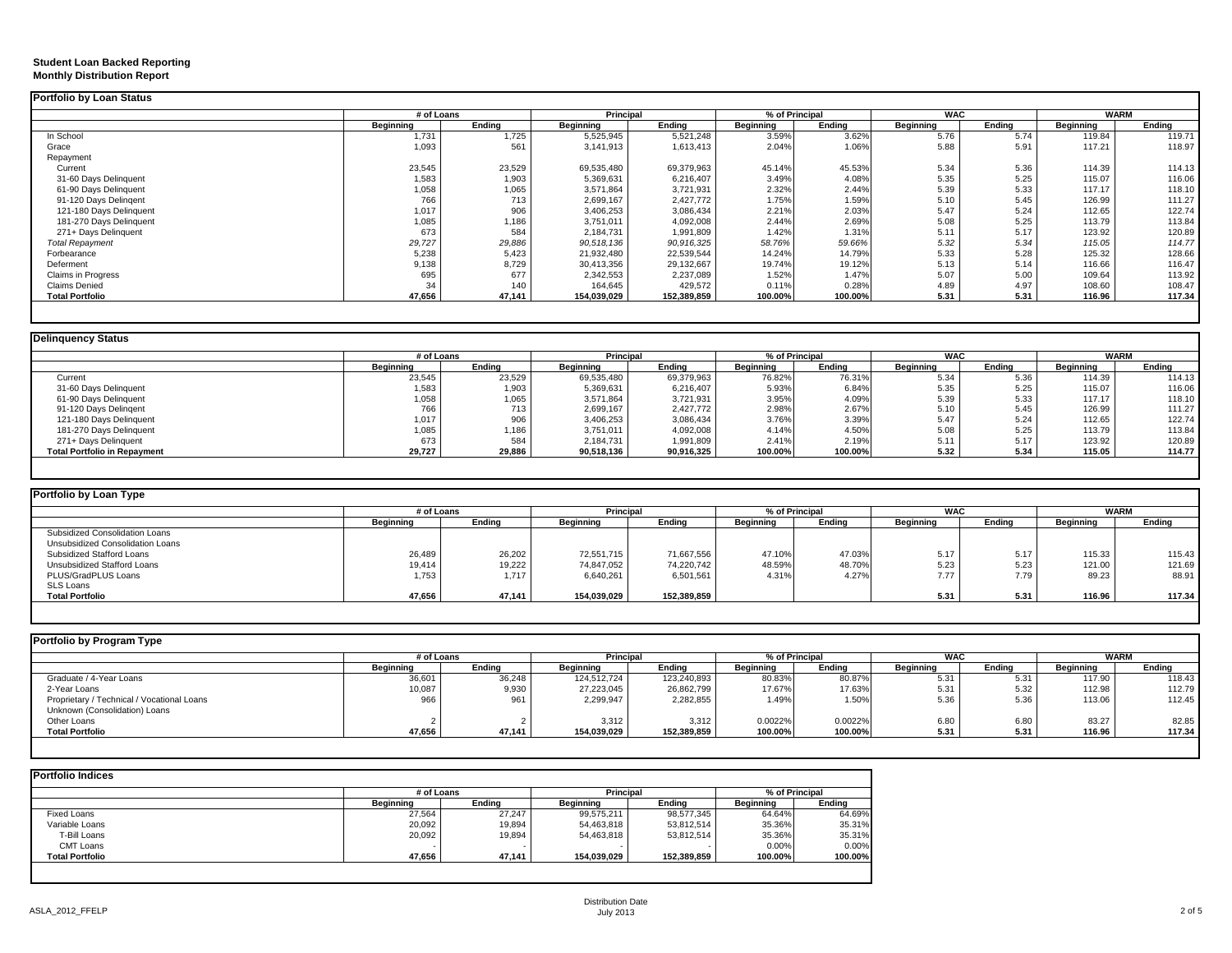**Student Loan Backed Reporting**
**Monthly Distribution Report**

## Portfolio by Loan Status

| | # of Loans | | Principal | | % of Principal | | WAC | | WARM | |
|---|---|---|---|---|---|---|---|---|---|---|
| | Beginning | Ending | Beginning | Ending | Beginning | Ending | Beginning | Ending | Beginning | Ending |
| In School | 1,731 | 1,725 | 5,525,945 | 5,521,248 | 3.59% | 3.62% | 5.76 | 5.74 | 119.84 | 119.71 |
| Grace | 1,093 | 561 | 3,141,913 | 1,613,413 | 2.04% | 1.06% | 5.88 | 5.91 | 117.21 | 118.97 |
| Repayment | | | | | | | | | | |
| Current | 23,545 | 23,529 | 69,535,480 | 69,379,963 | 45.14% | 45.53% | 5.34 | 5.36 | 114.39 | 114.13 |
| 31-60 Days Delinquent | 1,583 | 1,903 | 5,369,631 | 6,216,407 | 3.49% | 4.08% | 5.35 | 5.25 | 115.07 | 116.06 |
| 61-90 Days Delinquent | 1,058 | 1,065 | 3,571,864 | 3,721,931 | 2.32% | 2.44% | 5.39 | 5.33 | 117.17 | 118.10 |
| 91-120 Days Delingent | 766 | 713 | 2,699,167 | 2,427,772 | 1.75% | 1.59% | 5.10 | 5.45 | 126.99 | 111.27 |
| 121-180 Days Delinquent | 1,017 | 906 | 3,406,253 | 3,086,434 | 2.21% | 2.03% | 5.47 | 5.24 | 112.65 | 122.74 |
| 181-270 Days Delinquent | 1,085 | 1,186 | 3,751,011 | 4,092,008 | 2.44% | 2.69% | 5.08 | 5.25 | 113.79 | 113.84 |
| 271+ Days Delinquent | 673 | 584 | 2,184,731 | 1,991,809 | 1.42% | 1.31% | 5.11 | 5.17 | 123.92 | 120.89 |
| *Total Repayment* | *29,727* | *29,886* | *90,518,136* | *90,916,325* | *58.76%* | *59.66%* | *5.32* | *5.34* | *115.05* | *114.77* |
| Forbearance | 5,238 | 5,423 | 21,932,480 | 22,539,544 | 14.24% | 14.79% | 5.33 | 5.28 | 125.32 | 128.66 |
| Deferment | 9,138 | 8,729 | 30,413,356 | 29,132,667 | 19.74% | 19.12% | 5.13 | 5.14 | 116.66 | 116.47 |
| Claims in Progress | 695 | 677 | 2,342,553 | 2,237,089 | 1.52% | 1.47% | 5.07 | 5.00 | 109.64 | 113.92 |
| Claims Denied | 34 | 140 | 164,645 | 429,572 | 0.11% | 0.28% | 4.89 | 4.97 | 108.60 | 108.47 |
| **Total Portfolio** | **47,656** | **47,141** | **154,039,029** | **152,389,859** | **100.00%** | **100.00%** | **5.31** | **5.31** | **116.96** | **117.34** |

## Delinquency Status

| | # of Loans | | Principal | | % of Principal | | WAC | | WARM | |
|---|---|---|---|---|---|---|---|---|---|---|
| | Beginning | Ending | Beginning | Ending | Beginning | Ending | Beginning | Ending | Beginning | Ending |
| Current | 23,545 | 23,529 | 69,535,480 | 69,379,963 | 76.82% | 76.31% | 5.34 | 5.36 | 114.39 | 114.13 |
| 31-60 Days Delinquent | 1,583 | 1,903 | 5,369,631 | 6,216,407 | 5.93% | 6.84% | 5.35 | 5.25 | 115.07 | 116.06 |
| 61-90 Days Delinquent | 1,058 | 1,065 | 3,571,864 | 3,721,931 | 3.95% | 4.09% | 5.39 | 5.33 | 117.17 | 118.10 |
| 91-120 Days Delingent | 766 | 713 | 2,699,167 | 2,427,772 | 2.98% | 2.67% | 5.10 | 5.45 | 126.99 | 111.27 |
| 121-180 Days Delinquent | 1,017 | 906 | 3,406,253 | 3,086,434 | 3.76% | 3.39% | 5.47 | 5.24 | 112.65 | 122.74 |
| 181-270 Days Delinquent | 1,085 | 1,186 | 3,751,011 | 4,092,008 | 4.14% | 4.50% | 5.08 | 5.25 | 113.79 | 113.84 |
| 271+ Days Delinquent | 673 | 584 | 2,184,731 | 1,991,809 | 2.41% | 2.19% | 5.11 | 5.17 | 123.92 | 120.89 |
| **Total Portfolio in Repayment** | **29,727** | **29,886** | **90,518,136** | **90,916,325** | **100.00%** | **100.00%** | **5.32** | **5.34** | **115.05** | **114.77** |

## Portfolio by Loan Type

| | # of Loans | | Principal | | % of Principal | | WAC | | WARM | |
|---|---|---|---|---|---|---|---|---|---|---|
| | Beginning | Ending | Beginning | Ending | Beginning | Ending | Beginning | Ending | Beginning | Ending |
| Subsidized Consolidation Loans | | | | | | | | | | |
| Unsubsidized Consolidation Loans | | | | | | | | | | |
| Subsidized Stafford Loans | 26,489 | 26,202 | 72,551,715 | 71,667,556 | 47.10% | 47.03% | 5.17 | 5.17 | 115.33 | 115.43 |
| Unsubsidized Stafford Loans | 19,414 | 19,222 | 74,847,052 | 74,220,742 | 48.59% | 48.70% | 5.23 | 5.23 | 121.00 | 121.69 |
| PLUS/GradPLUS Loans | 1,753 | 1,717 | 6,640,261 | 6,501,561 | 4.31% | 4.27% | 7.77 | 7.79 | 89.23 | 88.91 |
| SLS Loans | | | | | | | | | | |
| **Total Portfolio** | **47,656** | **47,141** | **154,039,029** | **152,389,859** | | | **5.31** | **5.31** | **116.96** | **117.34** |

## Portfolio by Program Type

| | # of Loans | | Principal | | % of Principal | | WAC | | WARM | |
|---|---|---|---|---|---|---|---|---|---|---|
| | Beginning | Ending | Beginning | Ending | Beginning | Ending | Beginning | Ending | Beginning | Ending |
| Graduate / 4-Year Loans | 36,601 | 36,248 | 124,512,724 | 123,240,893 | 80.83% | 80.87% | 5.31 | 5.31 | 117.90 | 118.43 |
| 2-Year Loans | 10,087 | 9,930 | 27,223,045 | 26,862,799 | 17.67% | 17.63% | 5.31 | 5.32 | 112.98 | 112.79 |
| Proprietary / Technical / Vocational Loans | 966 | 961 | 2,299,947 | 2,282,855 | 1.49% | 1.50% | 5.36 | 5.36 | 113.06 | 112.45 |
| Unknown (Consolidation) Loans | | | | | | | | | | |
| Other Loans | 2 | 2 | 3,312 | 3,312 | 0.0022% | 0.0022% | 6.80 | 6.80 | 83.27 | 82.85 |
| **Total Portfolio** | **47,656** | **47,141** | **154,039,029** | **152,389,859** | **100.00%** | **100.00%** | **5.31** | **5.31** | **116.96** | **117.34** |

## Portfolio Indices

| | # of Loans | | Principal | | % of Principal | |
|---|---|---|---|---|---|---|
| | Beginning | Ending | Beginning | Ending | Beginning | Ending |
| Fixed Loans | 27,564 | 27,247 | 99,575,211 | 98,577,345 | 64.64% | 64.69% |
| Variable Loans | 20,092 | 19,894 | 54,463,818 | 53,812,514 | 35.36% | 35.31% |
| T-Bill Loans | 20,092 | 19,894 | 54,463,818 | 53,812,514 | 35.36% | 35.31% |
| CMT Loans | - | - | - | - | 0.00% | 0.00% |
| **Total Portfolio** | **47,656** | **47,141** | **154,039,029** | **152,389,859** | **100.00%** | **100.00%** |

ASLA_2012_FFELP

Distribution Date
July 2013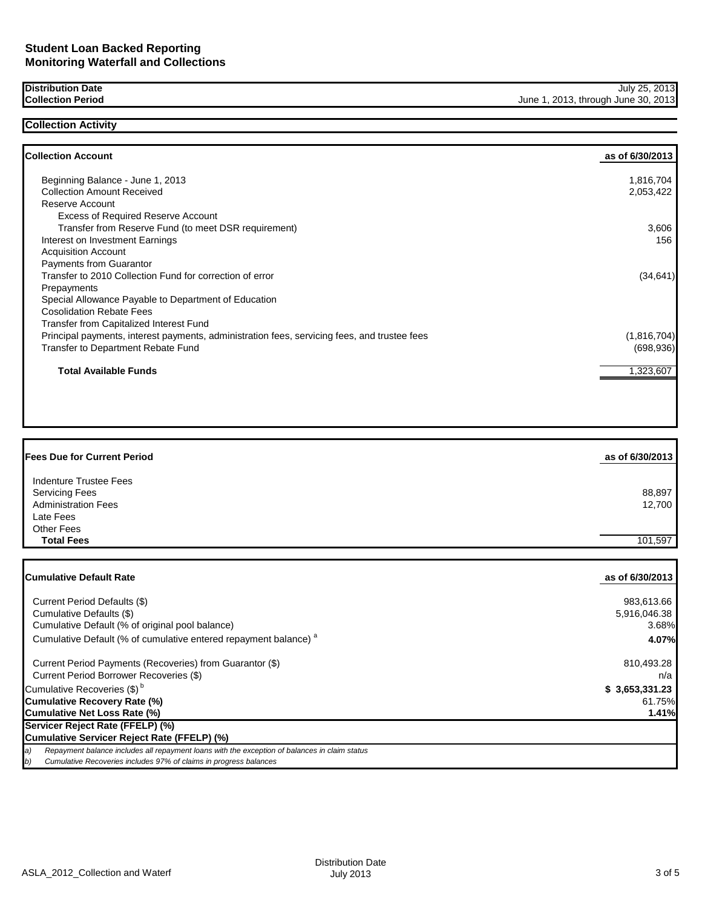# Student Loan Backed Reporting
# Monitoring Waterfall and Collections

| | |
|---|---|
| **Distribution Date** | July 25, 2013 |
| **Collection Period** | June 1, 2013, through June 30, 2013 |

## Collection Activity

| **Collection Account** | **as of 6/30/2013** |
|---|---|
| Beginning Balance - June 1, 2013 | 1,816,704 |
| Collection Amount Received | 2,053,422 |
| Reserve Account | |
| Excess of Required Reserve Account | |
| Transfer from Reserve Fund (to meet DSR requirement) | 3,606 |
| Interest on Investment Earnings | 156 |
| Acquisition Account | |
| Payments from Guarantor | |
| Transfer to 2010 Collection Fund for correction of error | (34,641) |
| Prepayments | |
| Special Allowance Payable to Department of Education | |
| Cosolidation Rebate Fees | |
| Transfer from Capitalized Interest Fund | |
| Principal payments, interest payments, administration fees, servicing fees, and trustee fees | (1,816,704) |
| Transfer to Department Rebate Fund | (698,936) |
| **Total Available Funds** | 1,323,607 |

| **Fees Due for Current Period** | **as of 6/30/2013** |
|---|---|
| Indenture Trustee Fees | |
| Servicing Fees | 88,897 |
| Administration Fees | 12,700 |
| Late Fees | |
| Other Fees | |
| **Total Fees** | 101,597 |

| **Cumulative Default Rate** | **as of 6/30/2013** |
|---|---|
| Current Period Defaults ($) | 983,613.66 |
| Cumulative Defaults ($) | 5,916,046.38 |
| Cumulative Default (% of original pool balance) | 3.68% |
| Cumulative Default (% of cumulative entered repayment balance) [a] | **4.07%** |
| Current Period Payments (Recoveries) from Guarantor ($) | 810,493.28 |
| Current Period Borrower Recoveries ($) | n/a |
| Cumulative Recoveries ($) [b] | **$ 3,653,331.23** |
| **Cumulative Recovery Rate (%)** | 61.75% |
| **Cumulative Net Loss Rate (%)** | **1.41%** |
| **Servicer Reject Rate (FFELP) (%)** | |
| **Cumulative Servicer Reject Rate (FFELP) (%)** | |

*a) Repayment balance includes all repayment loans with the exception of balances in claim status*

*b) Cumulative Recoveries includes 97% of claims in progress balances*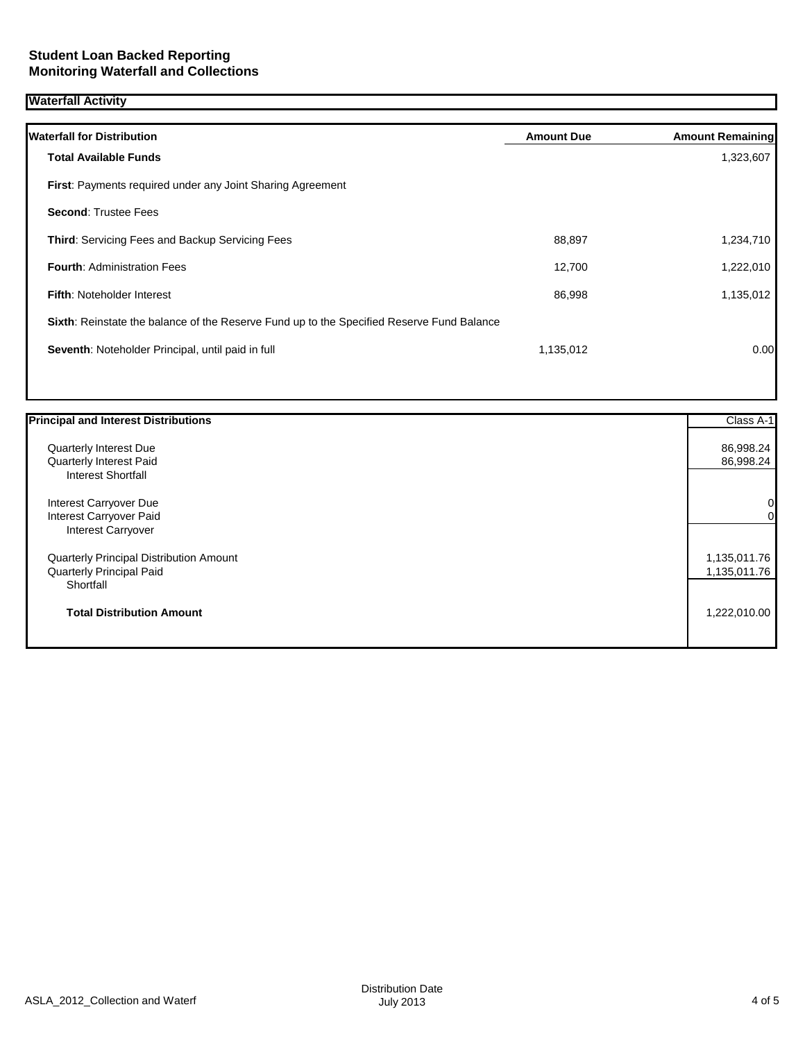**Student Loan Backed Reporting**
**Monitoring Waterfall and Collections**

## Waterfall Activity

| Waterfall for Distribution | Amount Due | Amount Remaining |
|---|---|---|
| **Total Available Funds** | | 1,323,607 |
| **First**: Payments required under any Joint Sharing Agreement | | |
| **Second**: Trustee Fees | | |
| **Third**: Servicing Fees and Backup Servicing Fees | 88,897 | 1,234,710 |
| **Fourth**: Administration Fees | 12,700 | 1,222,010 |
| **Fifth**: Noteholder Interest | 86,998 | 1,135,012 |
| **Sixth**: Reinstate the balance of the Reserve Fund up to the Specified Reserve Fund Balance | | |
| **Seventh**: Noteholder Principal, until paid in full | 1,135,012 | 0.00 |

| Principal and Interest Distributions | Class A-1 |
|---|---|
| Quarterly Interest Due | 86,998.24 |
| Quarterly Interest Paid | 86,998.24 |
| Interest Shortfall | |
| Interest Carryover Due | 0 |
| Interest Carryover Paid | 0 |
| Interest Carryover | |
| Quarterly Principal Distribution Amount | 1,135,011.76 |
| Quarterly Principal Paid | 1,135,011.76 |
| Shortfall | |
| **Total Distribution Amount** | 1,222,010.00 |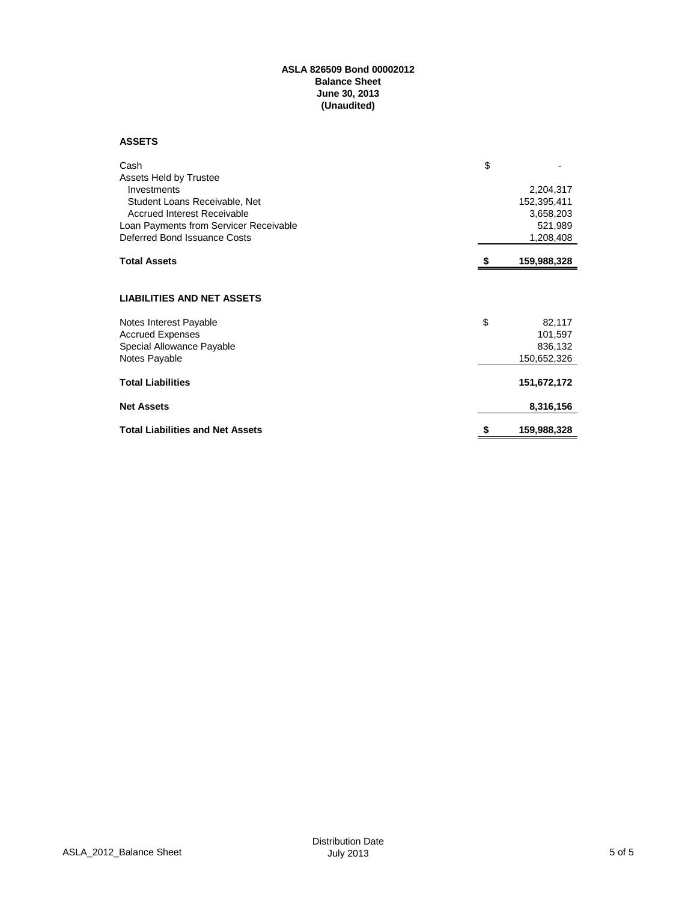**ASLA 826509 Bond 00002012**
**Balance Sheet**
**June 30, 2013**
**(Unaudited)**

**ASSETS**

| | | |
|---|---|---|
| Cash | $ | - |
| Assets Held by Trustee | | |
| Investments | | 2,204,317 |
| Student Loans Receivable, Net | | 152,395,411 |
| Accrued Interest Receivable | | 3,658,203 |
| Loan Payments from Servicer Receivable | | 521,989 |
| Deferred Bond Issuance Costs | | 1,208,408 |
| **Total Assets** | **$** | **159,988,328** |

**LIABILITIES AND NET ASSETS**

| | | |
|---|---|---|
| Notes Interest Payable | $ | 82,117 |
| Accrued Expenses | | 101,597 |
| Special Allowance Payable | | 836,132 |
| Notes Payable | | 150,652,326 |
| **Total Liabilities** | | **151,672,172** |
| **Net Assets** | | **8,316,156** |
| **Total Liabilities and Net Assets** | **$** | **159,988,328** |

ASLA_2012_Balance Sheet

Distribution Date
July 2013